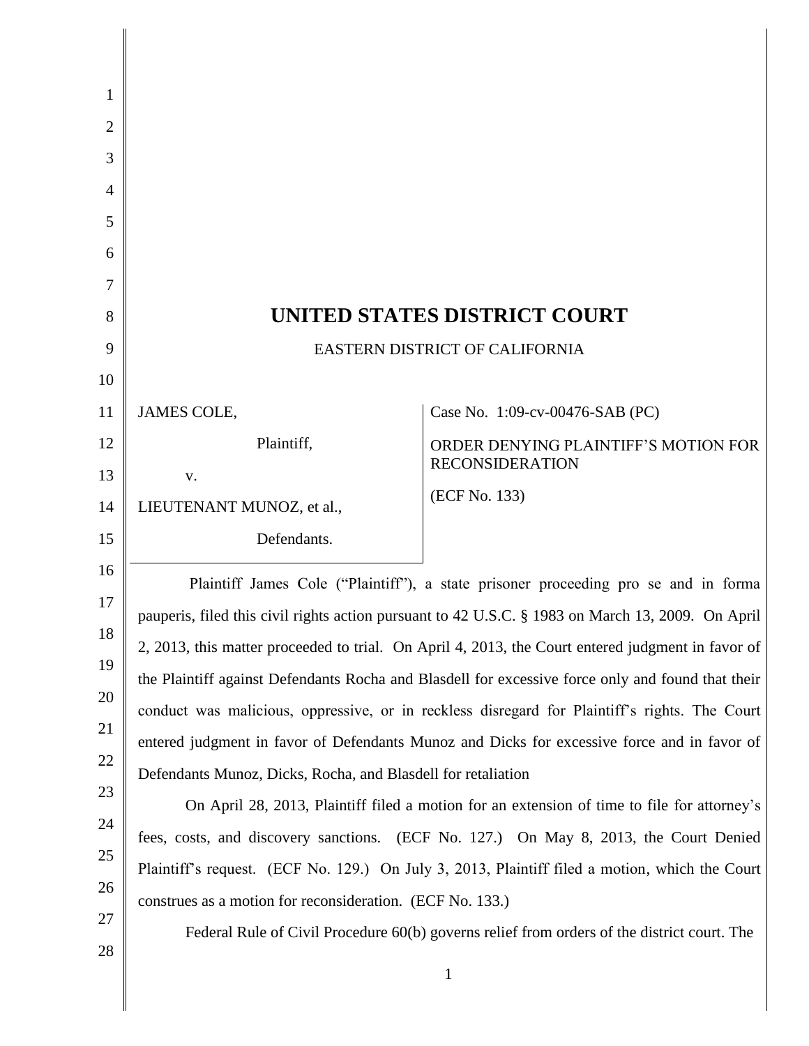# UNITED STATES DISTRICT COURT

EASTERN DISTRICT OF CALIFORNIA

| | |
|---|---|
| JAMES COLE,<br><br>Plaintiff,<br><br>v.<br><br>LIEUTENANT MUNOZ, et al.,<br><br>Defendants. | Case No. 1:09-cv-00476-SAB (PC)<br><br>ORDER DENYING PLAINTIFF'S MOTION FOR RECONSIDERATION<br><br>(ECF No. 133) |

Plaintiff James Cole ("Plaintiff"), a state prisoner proceeding pro se and in forma pauperis, filed this civil rights action pursuant to 42 U.S.C. § 1983 on March 13, 2009. On April 2, 2013, this matter proceeded to trial. On April 4, 2013, the Court entered judgment in favor of the Plaintiff against Defendants Rocha and Blasdell for excessive force only and found that their conduct was malicious, oppressive, or in reckless disregard for Plaintiff's rights. The Court entered judgment in favor of Defendants Munoz and Dicks for excessive force and in favor of Defendants Munoz, Dicks, Rocha, and Blasdell for retaliation

On April 28, 2013, Plaintiff filed a motion for an extension of time to file for attorney's fees, costs, and discovery sanctions. (ECF No. 127.) On May 8, 2013, the Court Denied Plaintiff's request. (ECF No. 129.) On July 3, 2013, Plaintiff filed a motion, which the Court construes as a motion for reconsideration. (ECF No. 133.)

Federal Rule of Civil Procedure 60(b) governs relief from orders of the district court. The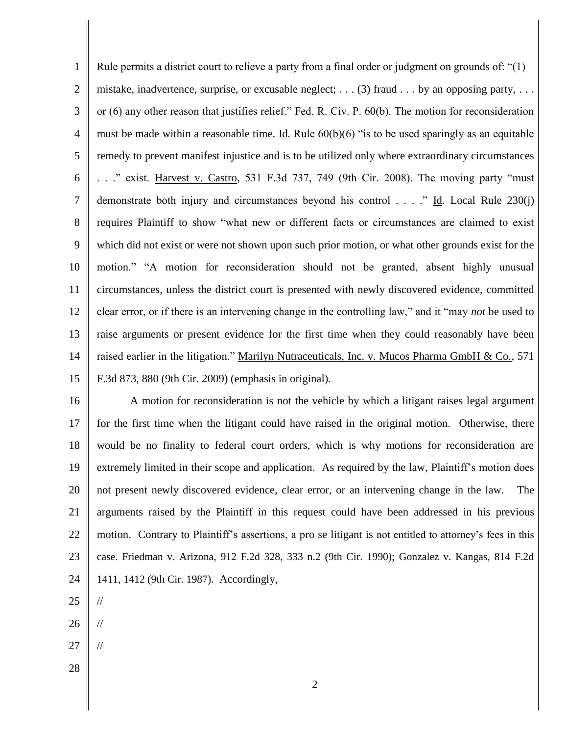Rule permits a district court to relieve a party from a final order or judgment on grounds of: "(1) mistake, inadvertence, surprise, or excusable neglect; . . . (3) fraud . . . by an opposing party, . . . or (6) any other reason that justifies relief." Fed. R. Civ. P. 60(b). The motion for reconsideration must be made within a reasonable time. Id. Rule 60(b)(6) "is to be used sparingly as an equitable remedy to prevent manifest injustice and is to be utilized only where extraordinary circumstances . . ." exist. Harvest v. Castro, 531 F.3d 737, 749 (9th Cir. 2008). The moving party "must demonstrate both injury and circumstances beyond his control . . . ." Id. Local Rule 230(j) requires Plaintiff to show "what new or different facts or circumstances are claimed to exist which did not exist or were not shown upon such prior motion, or what other grounds exist for the motion." "A motion for reconsideration should not be granted, absent highly unusual circumstances, unless the district court is presented with newly discovered evidence, committed clear error, or if there is an intervening change in the controlling law," and it "may *not* be used to raise arguments or present evidence for the first time when they could reasonably have been raised earlier in the litigation." Marilyn Nutraceuticals, Inc. v. Mucos Pharma GmbH & Co., 571 F.3d 873, 880 (9th Cir. 2009) (emphasis in original).

A motion for reconsideration is not the vehicle by which a litigant raises legal argument for the first time when the litigant could have raised in the original motion. Otherwise, there would be no finality to federal court orders, which is why motions for reconsideration are extremely limited in their scope and application. As required by the law, Plaintiff's motion does not present newly discovered evidence, clear error, or an intervening change in the law. The arguments raised by the Plaintiff in this request could have been addressed in his previous motion. Contrary to Plaintiff's assertions, a pro se litigant is not entitled to attorney's fees in this case. Friedman v. Arizona, 912 F.2d 328, 333 n.2 (9th Cir. 1990); Gonzalez v. Kangas, 814 F.2d 1411, 1412 (9th Cir. 1987). Accordingly,

//

//

//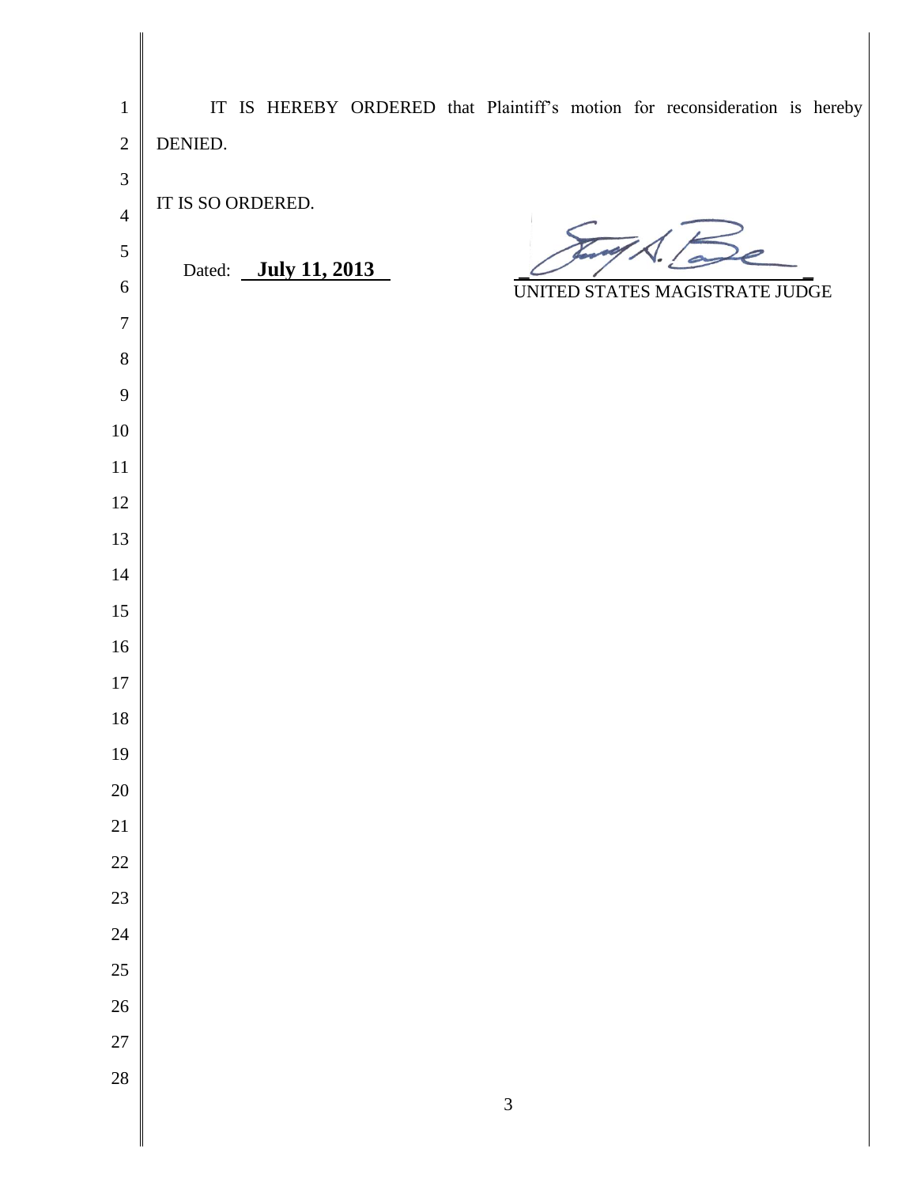IT IS HEREBY ORDERED that Plaintiff's motion for reconsideration is hereby DENIED.

IT IS SO ORDERED.

Dated: **July 11, 2013**

UNITED STATES MAGISTRATE JUDGE